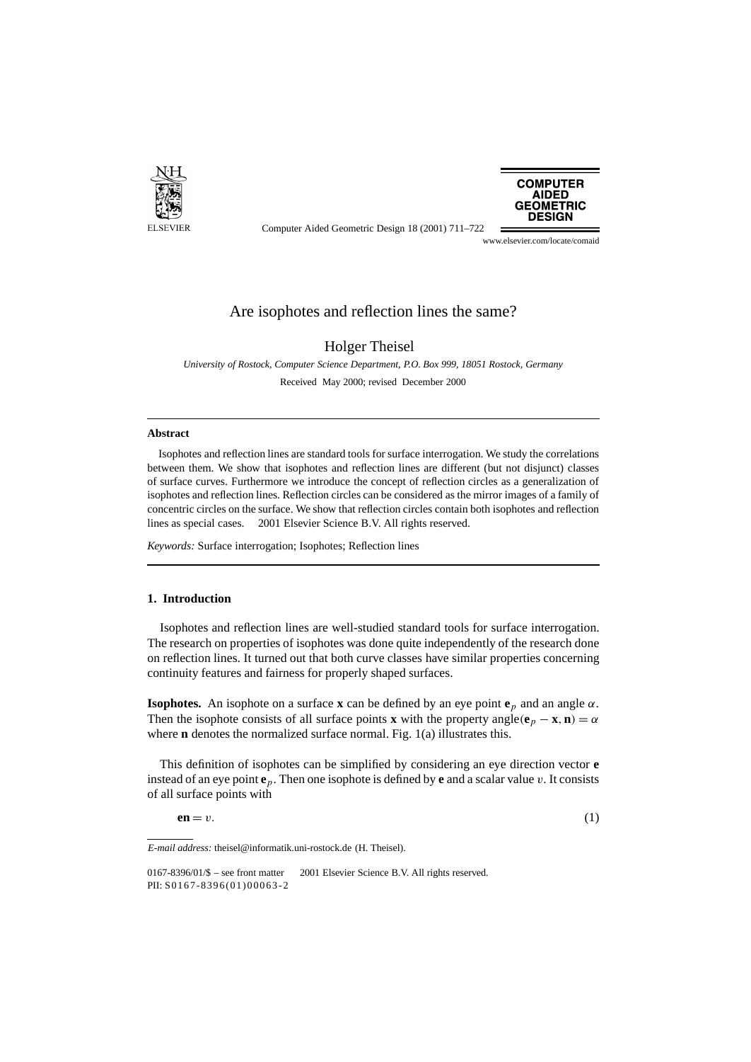# Are isophotes and reflection lines the same?

Holger Theisel

*University of Rostock, Computer Science Department, P.O. Box 999, 18051 Rostock, Germany*

Received May 2000; revised December 2000

---

**Abstract**

Isophotes and reflection lines are standard tools for surface interrogation. We study the correlations between them. We show that isophotes and reflection lines are different (but not disjunct) classes of surface curves. Furthermore we introduce the concept of reflection circles as a generalization of isophotes and reflection lines. Reflection circles can be considered as the mirror images of a family of concentric circles on the surface. We show that reflection circles contain both isophotes and reflection lines as special cases. © 2001 Elsevier Science B.V. All rights reserved.

*Keywords:* Surface interrogation; Isophotes; Reflection lines

---

## 1. Introduction

Isophotes and reflection lines are well-studied standard tools for surface interrogation. The research on properties of isophotes was done quite independently of the research done on reflection lines. It turned out that both curve classes have similar properties concerning continuity features and fairness for properly shaped surfaces.

**Isophotes.** An isophote on a surface **x** can be defined by an eye point $\mathbf{e}_p$ and an angle $\alpha$. Then the isophote consists of all surface points **x** with the property angle$(\mathbf{e}_p - \mathbf{x}, \mathbf{n}) = \alpha$ where **n** denotes the normalized surface normal. Fig. 1(a) illustrates this.

This definition of isophotes can be simplified by considering an eye direction vector **e** instead of an eye point $\mathbf{e}_p$. Then one isophote is defined by **e** and a scalar value $v$. It consists of all surface points with

$$\mathbf{en} = v. \tag{1}$$

---

*E-mail address:* theisel@informatik.uni-rostock.de (H. Theisel).

0167-8396/01/$ – see front matter © 2001 Elsevier Science B.V. All rights reserved.
PII: S0167-8396(01)00063-2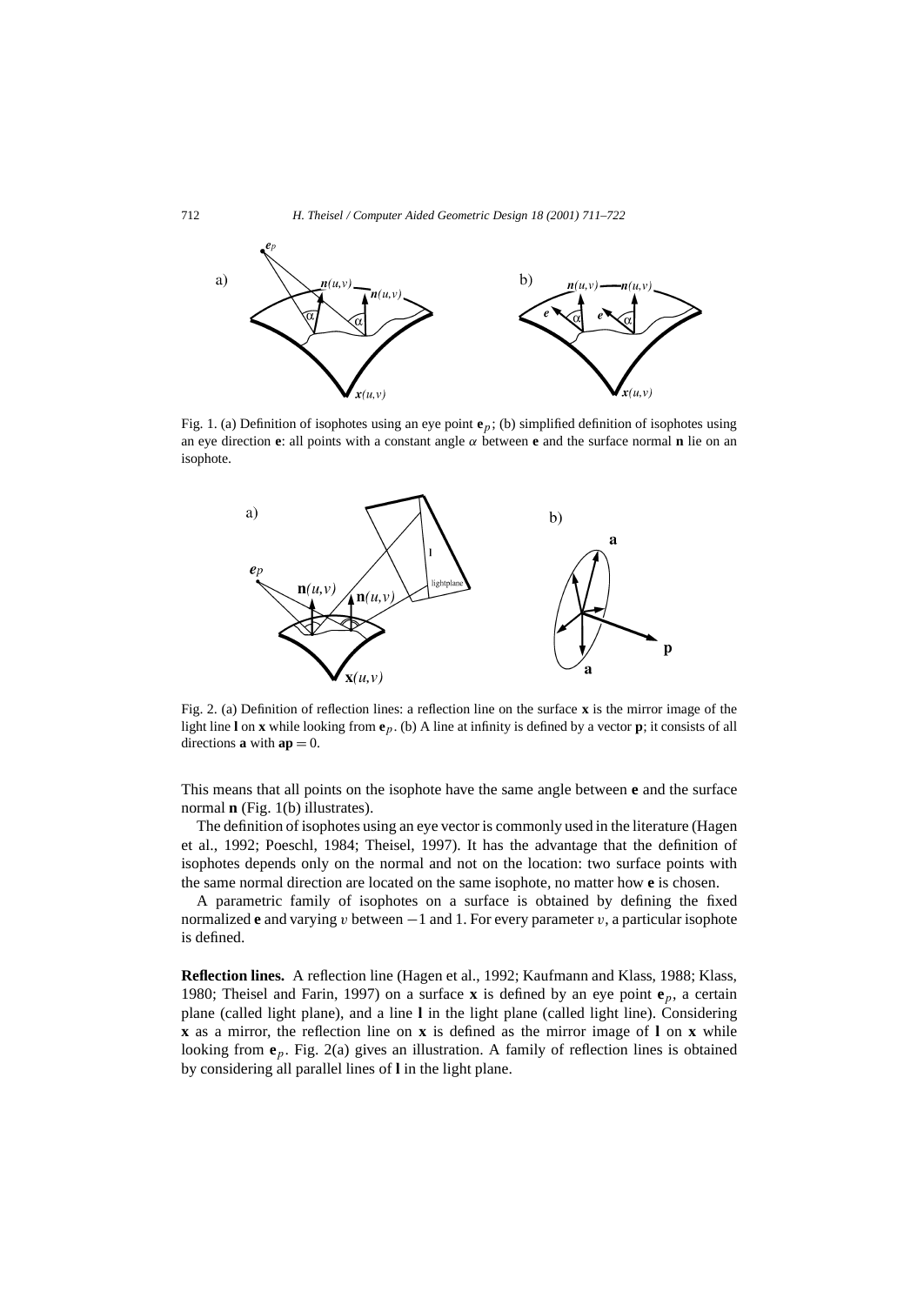Fig. 1. (a) Definition of isophotes using an eye point $\mathbf{e}_p$; (b) simplified definition of isophotes using an eye direction $\mathbf{e}$: all points with a constant angle $\alpha$ between $\mathbf{e}$ and the surface normal $\mathbf{n}$ lie on an isophote.

Fig. 2. (a) Definition of reflection lines: a reflection line on the surface $\mathbf{x}$ is the mirror image of the light line $\mathbf{l}$ on $\mathbf{x}$ while looking from $\mathbf{e}_p$. (b) A line at infinity is defined by a vector $\mathbf{p}$; it consists of all directions $\mathbf{a}$ with $\mathbf{ap} = 0$.

This means that all points on the isophote have the same angle between $\mathbf{e}$ and the surface normal $\mathbf{n}$ (Fig. 1(b) illustrates).

The definition of isophotes using an eye vector is commonly used in the literature (Hagen et al., 1992; Poeschl, 1984; Theisel, 1997). It has the advantage that the definition of isophotes depends only on the normal and not on the location: two surface points with the same normal direction are located on the same isophote, no matter how $\mathbf{e}$ is chosen.

A parametric family of isophotes on a surface is obtained by defining the fixed normalized $\mathbf{e}$ and varying $v$ between $-1$ and 1. For every parameter $v$, a particular isophote is defined.

**Reflection lines.** A reflection line (Hagen et al., 1992; Kaufmann and Klass, 1988; Klass, 1980; Theisel and Farin, 1997) on a surface $\mathbf{x}$ is defined by an eye point $\mathbf{e}_p$, a certain plane (called light plane), and a line $\mathbf{l}$ in the light plane (called light line). Considering $\mathbf{x}$ as a mirror, the reflection line on $\mathbf{x}$ is defined as the mirror image of $\mathbf{l}$ on $\mathbf{x}$ while looking from $\mathbf{e}_p$. Fig. 2(a) gives an illustration. A family of reflection lines is obtained by considering all parallel lines of $\mathbf{l}$ in the light plane.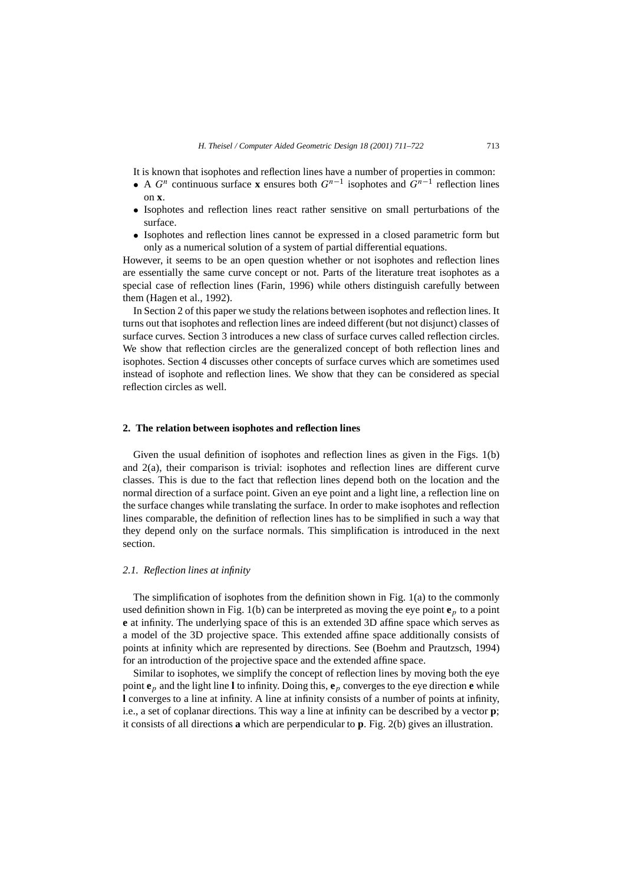It is known that isophotes and reflection lines have a number of properties in common:

- A $G^n$ continuous surface **x** ensures both $G^{n-1}$ isophotes and $G^{n-1}$ reflection lines on **x**.
- Isophotes and reflection lines react rather sensitive on small perturbations of the surface.
- Isophotes and reflection lines cannot be expressed in a closed parametric form but only as a numerical solution of a system of partial differential equations.

However, it seems to be an open question whether or not isophotes and reflection lines are essentially the same curve concept or not. Parts of the literature treat isophotes as a special case of reflection lines (Farin, 1996) while others distinguish carefully between them (Hagen et al., 1992).

In Section 2 of this paper we study the relations between isophotes and reflection lines. It turns out that isophotes and reflection lines are indeed different (but not disjunct) classes of surface curves. Section 3 introduces a new class of surface curves called reflection circles. We show that reflection circles are the generalized concept of both reflection lines and isophotes. Section 4 discusses other concepts of surface curves which are sometimes used instead of isophote and reflection lines. We show that they can be considered as special reflection circles as well.

## 2. The relation between isophotes and reflection lines

Given the usual definition of isophotes and reflection lines as given in the Figs. 1(b) and 2(a), their comparison is trivial: isophotes and reflection lines are different curve classes. This is due to the fact that reflection lines depend both on the location and the normal direction of a surface point. Given an eye point and a light line, a reflection line on the surface changes while translating the surface. In order to make isophotes and reflection lines comparable, the definition of reflection lines has to be simplified in such a way that they depend only on the surface normals. This simplification is introduced in the next section.

### *2.1. Reflection lines at infinity*

The simplification of isophotes from the definition shown in Fig. 1(a) to the commonly used definition shown in Fig. 1(b) can be interpreted as moving the eye point $\mathbf{e}_p$ to a point **e** at infinity. The underlying space of this is an extended 3D affine space which serves as a model of the 3D projective space. This extended affine space additionally consists of points at infinity which are represented by directions. See (Boehm and Prautzsch, 1994) for an introduction of the projective space and the extended affine space.

Similar to isophotes, we simplify the concept of reflection lines by moving both the eye point $\mathbf{e}_p$ and the light line **l** to infinity. Doing this, $\mathbf{e}_p$ converges to the eye direction **e** while **l** converges to a line at infinity. A line at infinity consists of a number of points at infinity, i.e., a set of coplanar directions. This way a line at infinity can be described by a vector **p**; it consists of all directions **a** which are perpendicular to **p**. Fig. 2(b) gives an illustration.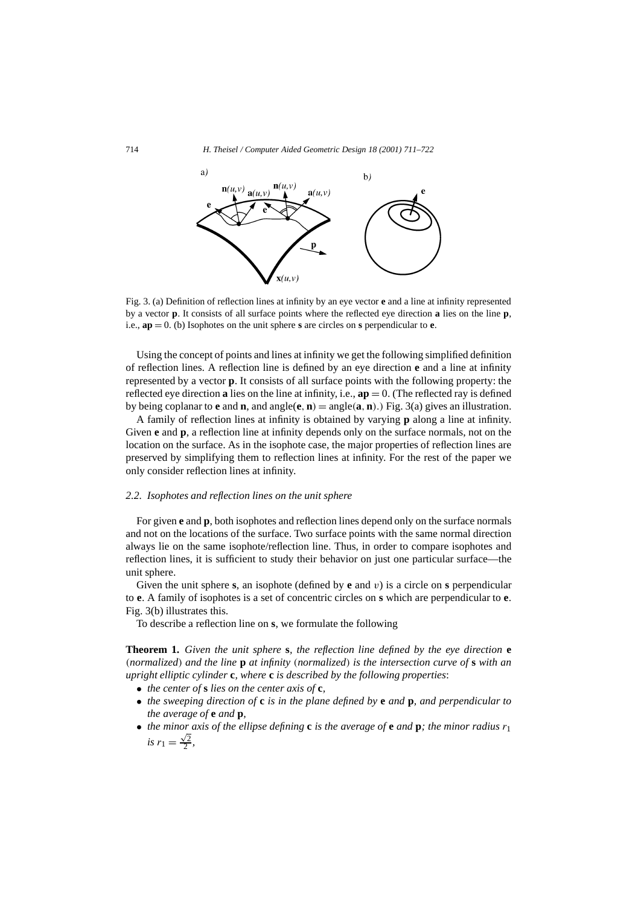Fig. 3. (a) Definition of reflection lines at infinity by an eye vector **e** and a line at infinity represented by a vector **p**. It consists of all surface points where the reflected eye direction **a** lies on the line **p**, i.e., $\mathbf{ap} = 0$. (b) Isophotes on the unit sphere **s** are circles on **s** perpendicular to **e**.

Using the concept of points and lines at infinity we get the following simplified definition of reflection lines. A reflection line is defined by an eye direction **e** and a line at infinity represented by a vector **p**. It consists of all surface points with the following property: the reflected eye direction **a** lies on the line at infinity, i.e., $\mathbf{ap} = 0$. (The reflected ray is defined by being coplanar to **e** and **n**, and $\text{angle}(\mathbf{e}, \mathbf{n}) = \text{angle}(\mathbf{a}, \mathbf{n})$.) Fig. 3(a) gives an illustration.

A family of reflection lines at infinity is obtained by varying **p** along a line at infinity. Given **e** and **p**, a reflection line at infinity depends only on the surface normals, not on the location on the surface. As in the isophote case, the major properties of reflection lines are preserved by simplifying them to reflection lines at infinity. For the rest of the paper we only consider reflection lines at infinity.

### 2.2. Isophotes and reflection lines on the unit sphere

For given **e** and **p**, both isophotes and reflection lines depend only on the surface normals and not on the locations of the surface. Two surface points with the same normal direction always lie on the same isophote/reflection line. Thus, in order to compare isophotes and reflection lines, it is sufficient to study their behavior on just one particular surface—the unit sphere.

Given the unit sphere **s**, an isophote (defined by **e** and $v$) is a circle on **s** perpendicular to **e**. A family of isophotes is a set of concentric circles on **s** which are perpendicular to **e**. Fig. 3(b) illustrates this.

To describe a reflection line on **s**, we formulate the following

**Theorem 1.** *Given the unit sphere* **s**, *the reflection line defined by the eye direction* **e** (*normalized*) *and the line* **p** *at infinity* (*normalized*) *is the intersection curve of* **s** *with an upright elliptic cylinder* **c**, *where* **c** *is described by the following properties*:

- *the center of* **s** *lies on the center axis of* **c**,
- *the sweeping direction of* **c** *is in the plane defined by* **e** *and* **p**, *and perpendicular to the average of* **e** *and* **p**,
- *the minor axis of the ellipse defining* **c** *is the average of* **e** *and* **p**; *the minor radius* $r_1$ *is* $r_1 = \frac{\sqrt{2}}{2}$,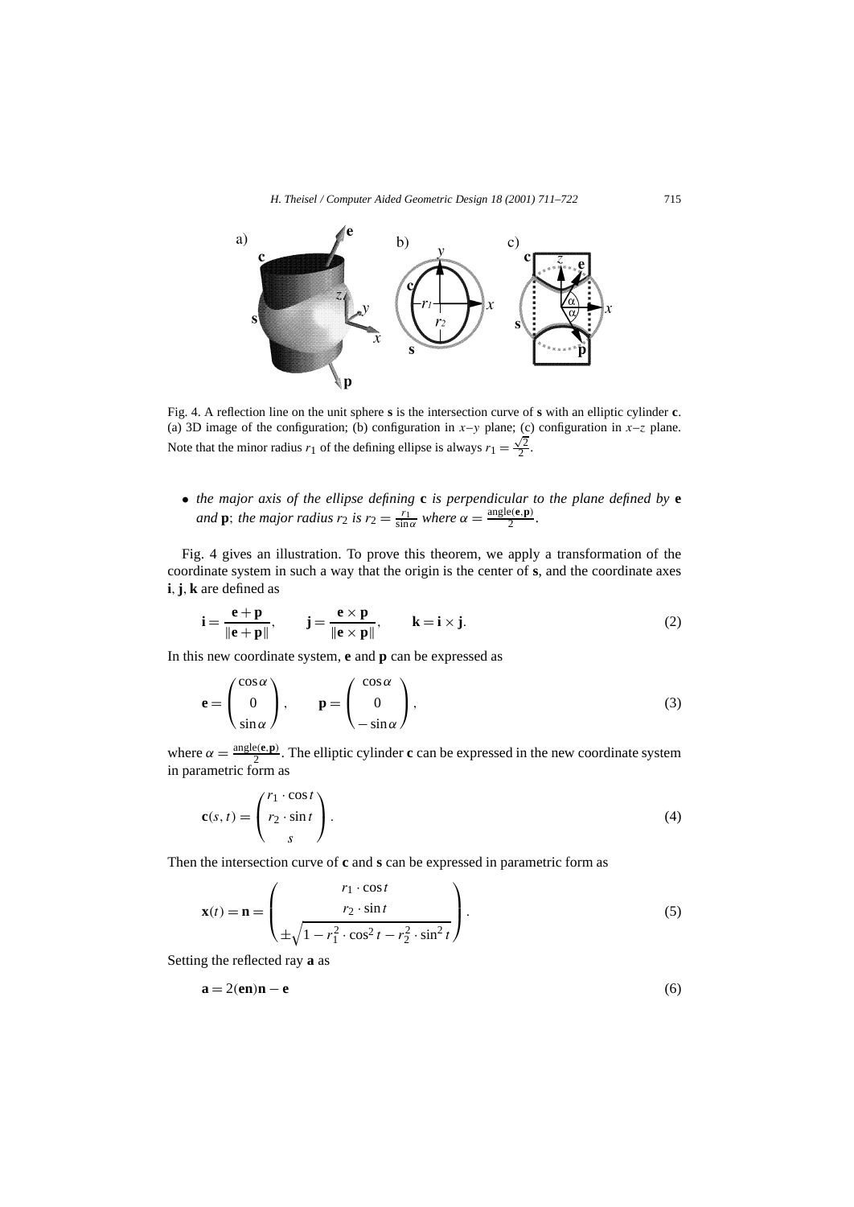Fig. 4. A reflection line on the unit sphere **s** is the intersection curve of **s** with an elliptic cylinder **c**. (a) 3D image of the configuration; (b) configuration in $x$–$y$ plane; (c) configuration in $x$–$z$ plane. Note that the minor radius $r_1$ of the defining ellipse is always $r_1 = \frac{\sqrt{2}}{2}$.

- *the major axis of the ellipse defining* **c** *is perpendicular to the plane defined by* **e** *and* **p**; *the major radius* $r_2$ *is* $r_2 = \frac{r_1}{\sin\alpha}$ *where* $\alpha = \frac{\text{angle}(\mathbf{e},\mathbf{p})}{2}$.

Fig. 4 gives an illustration. To prove this theorem, we apply a transformation of the coordinate system in such a way that the origin is the center of **s**, and the coordinate axes **i**, **j**, **k** are defined as

$$\mathbf{i} = \frac{\mathbf{e}+\mathbf{p}}{\|\mathbf{e}+\mathbf{p}\|}, \qquad \mathbf{j} = \frac{\mathbf{e}\times\mathbf{p}}{\|\mathbf{e}\times\mathbf{p}\|}, \qquad \mathbf{k} = \mathbf{i}\times\mathbf{j}. \tag{2}$$

In this new coordinate system, **e** and **p** can be expressed as

$$\mathbf{e} = \begin{pmatrix} \cos\alpha \\ 0 \\ \sin\alpha \end{pmatrix}, \qquad \mathbf{p} = \begin{pmatrix} \cos\alpha \\ 0 \\ -\sin\alpha \end{pmatrix}, \tag{3}$$

where $\alpha = \frac{\text{angle}(\mathbf{e},\mathbf{p})}{2}$. The elliptic cylinder **c** can be expressed in the new coordinate system in parametric form as

$$\mathbf{c}(s,t) = \begin{pmatrix} r_1 \cdot \cos t \\ r_2 \cdot \sin t \\ s \end{pmatrix}. \tag{4}$$

Then the intersection curve of **c** and **s** can be expressed in parametric form as

$$\mathbf{x}(t) = \mathbf{n} = \begin{pmatrix} r_1 \cdot \cos t \\ r_2 \cdot \sin t \\ \pm\sqrt{1 - r_1^2 \cdot \cos^2 t - r_2^2 \cdot \sin^2 t} \end{pmatrix}. \tag{5}$$

Setting the reflected ray **a** as

$$\mathbf{a} = 2(\mathbf{en})\mathbf{n} - \mathbf{e} \tag{6}$$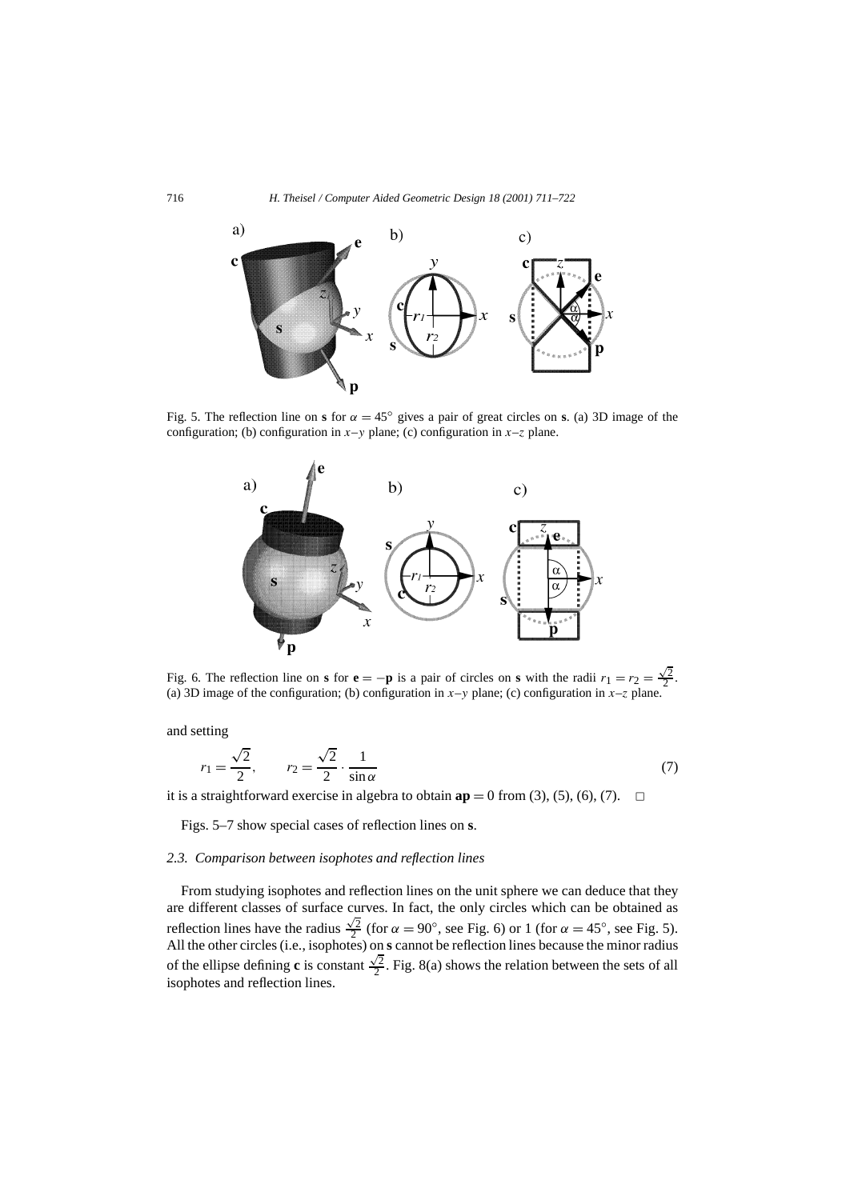Fig. 5. The reflection line on **s** for $\alpha = 45^\circ$ gives a pair of great circles on **s**. (a) 3D image of the configuration; (b) configuration in $x$–$y$ plane; (c) configuration in $x$–$z$ plane.

Fig. 6. The reflection line on **s** for $\mathbf{e} = -\mathbf{p}$ is a pair of circles on **s** with the radii $r_1 = r_2 = \frac{\sqrt{2}}{2}$. (a) 3D image of the configuration; (b) configuration in $x$–$y$ plane; (c) configuration in $x$–$z$ plane.

and setting

$$r_1 = \frac{\sqrt{2}}{2}, \qquad r_2 = \frac{\sqrt{2}}{2} \cdot \frac{1}{\sin\alpha} \tag{7}$$

it is a straightforward exercise in algebra to obtain $\mathbf{ap} = 0$ from (3), (5), (6), (7). $\square$

Figs. 5–7 show special cases of reflection lines on **s**.

### *2.3. Comparison between isophotes and reflection lines*

From studying isophotes and reflection lines on the unit sphere we can deduce that they are different classes of surface curves. In fact, the only circles which can be obtained as reflection lines have the radius $\frac{\sqrt{2}}{2}$ (for $\alpha = 90^\circ$, see Fig. 6) or 1 (for $\alpha = 45^\circ$, see Fig. 5). All the other circles (i.e., isophotes) on **s** cannot be reflection lines because the minor radius of the ellipse defining **c** is constant $\frac{\sqrt{2}}{2}$. Fig. 8(a) shows the relation between the sets of all isophotes and reflection lines.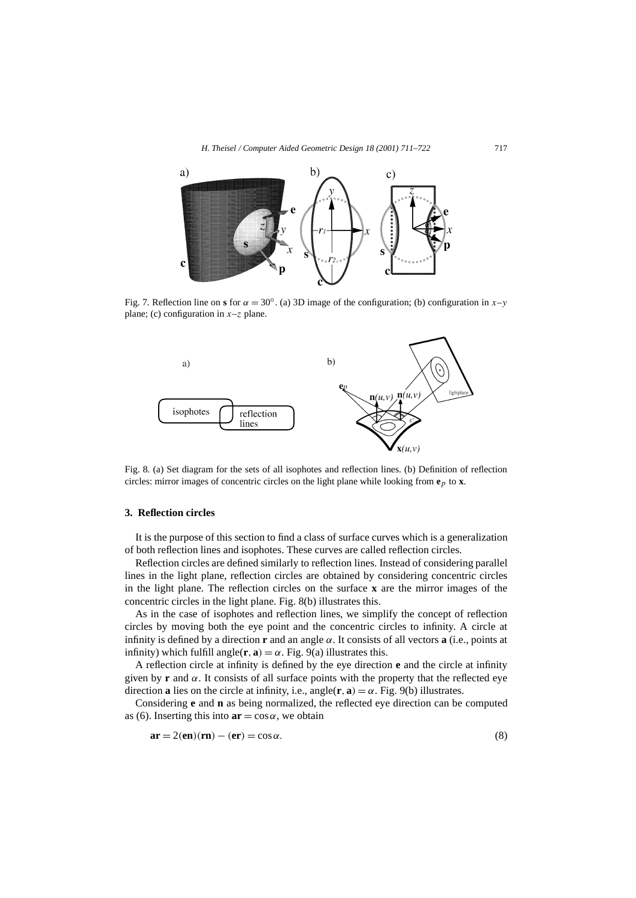Fig. 7. Reflection line on **s** for $\alpha = 30^\circ$. (a) 3D image of the configuration; (b) configuration in $x$–$y$ plane; (c) configuration in $x$–$z$ plane.

Fig. 8. (a) Set diagram for the sets of all isophotes and reflection lines. (b) Definition of reflection circles: mirror images of concentric circles on the light plane while looking from $\mathbf{e}_p$ to $\mathbf{x}$.

## 3. Reflection circles

It is the purpose of this section to find a class of surface curves which is a generalization of both reflection lines and isophotes. These curves are called reflection circles.

Reflection circles are defined similarly to reflection lines. Instead of considering parallel lines in the light plane, reflection circles are obtained by considering concentric circles in the light plane. The reflection circles on the surface $\mathbf{x}$ are the mirror images of the concentric circles in the light plane. Fig. 8(b) illustrates this.

As in the case of isophotes and reflection lines, we simplify the concept of reflection circles by moving both the eye point and the concentric circles to infinity. A circle at infinity is defined by a direction $\mathbf{r}$ and an angle $\alpha$. It consists of all vectors $\mathbf{a}$ (i.e., points at infinity) which fulfill $\text{angle}(\mathbf{r}, \mathbf{a}) = \alpha$. Fig. 9(a) illustrates this.

A reflection circle at infinity is defined by the eye direction $\mathbf{e}$ and the circle at infinity given by $\mathbf{r}$ and $\alpha$. It consists of all surface points with the property that the reflected eye direction $\mathbf{a}$ lies on the circle at infinity, i.e., $\text{angle}(\mathbf{r}, \mathbf{a}) = \alpha$. Fig. 9(b) illustrates.

Considering $\mathbf{e}$ and $\mathbf{n}$ as being normalized, the reflected eye direction can be computed as (6). Inserting this into $\mathbf{ar} = \cos\alpha$, we obtain

$$\mathbf{ar} = 2(\mathbf{en})(\mathbf{rn}) - (\mathbf{er}) = \cos\alpha. \tag{8}$$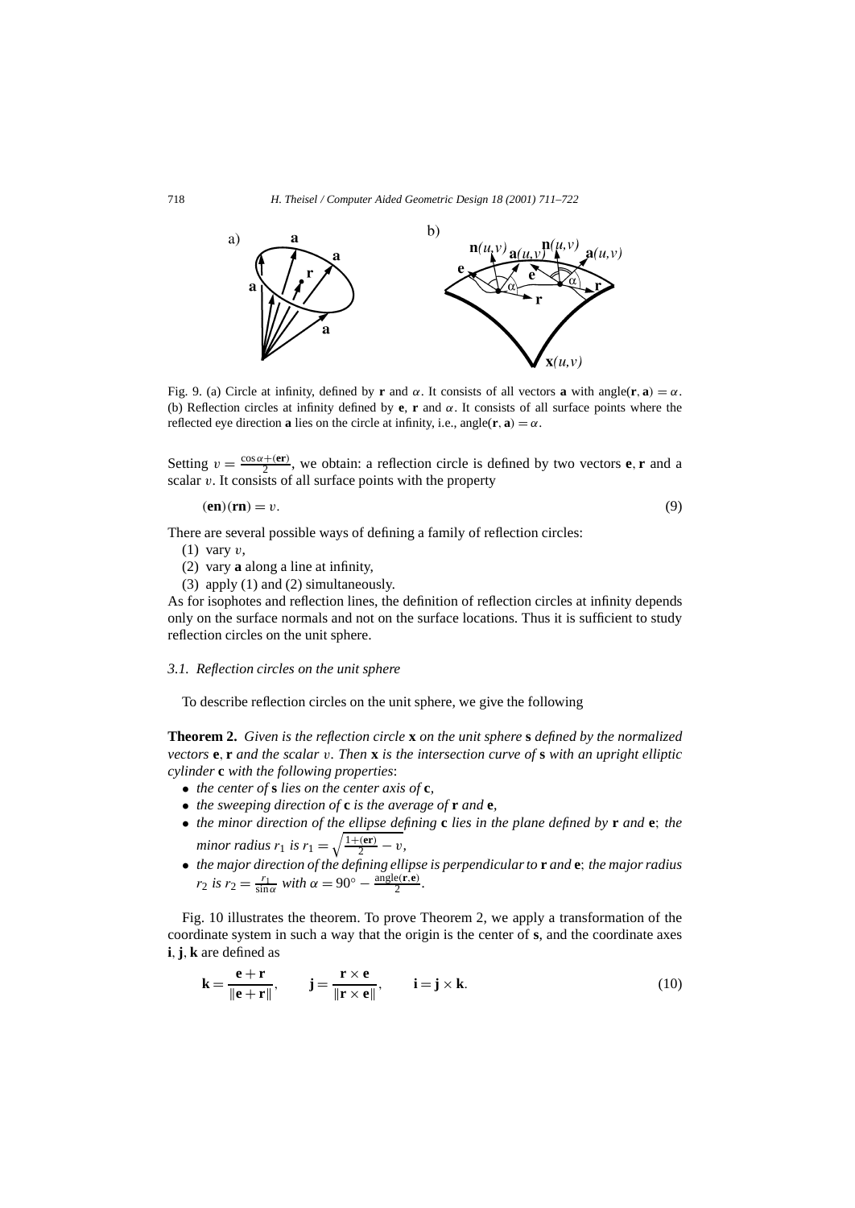Fig. 9. (a) Circle at infinity, defined by $\mathbf{r}$ and $\alpha$. It consists of all vectors $\mathbf{a}$ with angle$(\mathbf{r}, \mathbf{a}) = \alpha$. (b) Reflection circles at infinity defined by $\mathbf{e}$, $\mathbf{r}$ and $\alpha$. It consists of all surface points where the reflected eye direction $\mathbf{a}$ lies on the circle at infinity, i.e., angle$(\mathbf{r}, \mathbf{a}) = \alpha$.

Setting $v = \frac{\cos\alpha + (\mathbf{er})}{2}$, we obtain: a reflection circle is defined by two vectors $\mathbf{e}, \mathbf{r}$ and a scalar $v$. It consists of all surface points with the property

$$(\mathbf{en})(\mathbf{rn}) = v. \tag{9}$$

There are several possible ways of defining a family of reflection circles:

(1) vary $v$,
(2) vary $\mathbf{a}$ along a line at infinity,
(3) apply (1) and (2) simultaneously.

As for isophotes and reflection lines, the definition of reflection circles at infinity depends only on the surface normals and not on the surface locations. Thus it is sufficient to study reflection circles on the unit sphere.

### 3.1. Reflection circles on the unit sphere

To describe reflection circles on the unit sphere, we give the following

**Theorem 2.** *Given is the reflection circle $\mathbf{x}$ on the unit sphere $\mathbf{s}$ defined by the normalized vectors $\mathbf{e}, \mathbf{r}$ and the scalar $v$. Then $\mathbf{x}$ is the intersection curve of $\mathbf{s}$ with an upright elliptic cylinder $\mathbf{c}$ with the following properties*:

- *the center of $\mathbf{s}$ lies on the center axis of $\mathbf{c}$,*
- *the sweeping direction of $\mathbf{c}$ is the average of $\mathbf{r}$ and $\mathbf{e}$,*
- *the minor direction of the ellipse defining $\mathbf{c}$ lies in the plane defined by $\mathbf{r}$ and $\mathbf{e}$; the minor radius $r_1$ is $r_1 = \sqrt{\frac{1+(\mathbf{er})}{2} - v}$,*
- *the major direction of the defining ellipse is perpendicular to $\mathbf{r}$ and $\mathbf{e}$; the major radius $r_2$ is $r_2 = \frac{r_1}{\sin\alpha}$ with $\alpha = 90^\circ - \frac{\text{angle}(\mathbf{r},\mathbf{e})}{2}$.*

Fig. 10 illustrates the theorem. To prove Theorem 2, we apply a transformation of the coordinate system in such a way that the origin is the center of $\mathbf{s}$, and the coordinate axes $\mathbf{i}, \mathbf{j}, \mathbf{k}$ are defined as

$$\mathbf{k} = \frac{\mathbf{e} + \mathbf{r}}{\|\mathbf{e} + \mathbf{r}\|}, \qquad \mathbf{j} = \frac{\mathbf{r} \times \mathbf{e}}{\|\mathbf{r} \times \mathbf{e}\|}, \qquad \mathbf{i} = \mathbf{j} \times \mathbf{k}. \tag{10}$$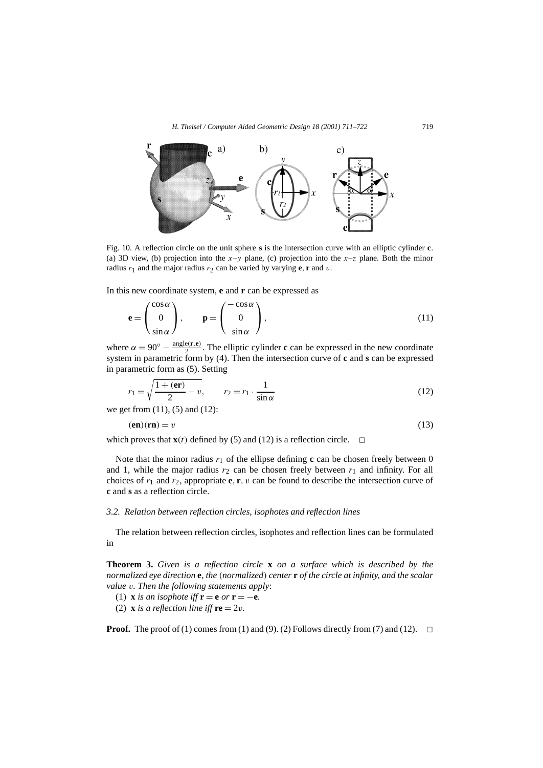Fig. 10. A reflection circle on the unit sphere **s** is the intersection curve with an elliptic cylinder **c**. (a) 3D view, (b) projection into the $x$–$y$ plane, (c) projection into the $x$–$z$ plane. Both the minor radius $r_1$ and the major radius $r_2$ can be varied by varying **e**, **r** and $v$.

In this new coordinate system, **e** and **r** can be expressed as

$$\mathbf{e} = \begin{pmatrix} \cos\alpha \\ 0 \\ \sin\alpha \end{pmatrix}, \qquad \mathbf{p} = \begin{pmatrix} -\cos\alpha \\ 0 \\ \sin\alpha \end{pmatrix}, \tag{11}$$

where $\alpha = 90^\circ - \frac{\text{angle}(\mathbf{r},\mathbf{e})}{2}$. The elliptic cylinder **c** can be expressed in the new coordinate system in parametric form by (4). Then the intersection curve of **c** and **s** can be expressed in parametric form as (5). Setting

$$r_1 = \sqrt{\frac{1 + (\mathbf{er})}{2} - v}, \qquad r_2 = r_1 \cdot \frac{1}{\sin\alpha} \tag{12}$$

we get from (11), (5) and (12):

$$(\mathbf{en})(\mathbf{rn}) = v \tag{13}$$

which proves that $\mathbf{x}(t)$ defined by (5) and (12) is a reflection circle. $\square$

Note that the minor radius $r_1$ of the ellipse defining **c** can be chosen freely between 0 and 1, while the major radius $r_2$ can be chosen freely between $r_1$ and infinity. For all choices of $r_1$ and $r_2$, appropriate **e**, **r**, $v$ can be found to describe the intersection curve of **c** and **s** as a reflection circle.

### 3.2. Relation between reflection circles, isophotes and reflection lines

The relation between reflection circles, isophotes and reflection lines can be formulated in

**Theorem 3.** *Given is a reflection circle* **x** *on a surface which is described by the normalized eye direction* **e**, *the* (*normalized*) *center* **r** *of the circle at infinity, and the scalar value* $v$. *Then the following statements apply*:

(1) **x** *is an isophote iff* $\mathbf{r} = \mathbf{e}$ *or* $\mathbf{r} = -\mathbf{e}$.
(2) **x** *is a reflection line iff* $\mathbf{re} = 2v$.

**Proof.** The proof of (1) comes from (1) and (9). (2) Follows directly from (7) and (12). $\square$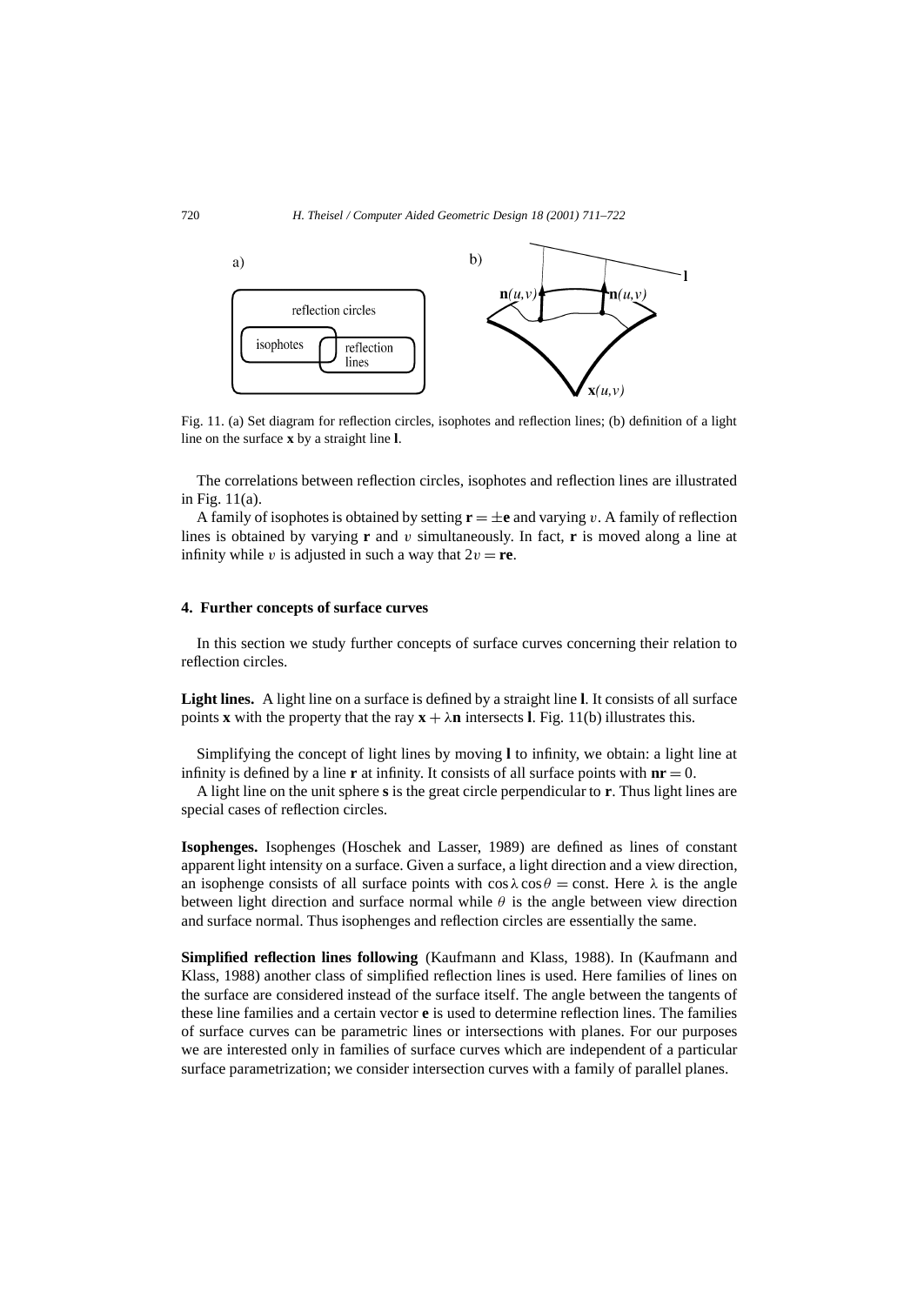Fig. 11. (a) Set diagram for reflection circles, isophotes and reflection lines; (b) definition of a light line on the surface **x** by a straight line **l**.

The correlations between reflection circles, isophotes and reflection lines are illustrated in Fig. 11(a).

A family of isophotes is obtained by setting $\mathbf{r} = \pm\mathbf{e}$ and varying $v$. A family of reflection lines is obtained by varying **r** and $v$ simultaneously. In fact, **r** is moved along a line at infinity while $v$ is adjusted in such a way that $2v = \mathbf{re}$.

## 4. Further concepts of surface curves

In this section we study further concepts of surface curves concerning their relation to reflection circles.

**Light lines.** A light line on a surface is defined by a straight line **l**. It consists of all surface points **x** with the property that the ray $\mathbf{x} + \lambda\mathbf{n}$ intersects **l**. Fig. 11(b) illustrates this.

Simplifying the concept of light lines by moving **l** to infinity, we obtain: a light line at infinity is defined by a line **r** at infinity. It consists of all surface points with $\mathbf{nr} = 0$.

A light line on the unit sphere **s** is the great circle perpendicular to **r**. Thus light lines are special cases of reflection circles.

**Isophenges.** Isophenges (Hoschek and Lasser, 1989) are defined as lines of constant apparent light intensity on a surface. Given a surface, a light direction and a view direction, an isophenge consists of all surface points with $\cos\lambda \cos\theta = \text{const}$. Here $\lambda$ is the angle between light direction and surface normal while $\theta$ is the angle between view direction and surface normal. Thus isophenges and reflection circles are essentially the same.

**Simplified reflection lines following** (Kaufmann and Klass, 1988). In (Kaufmann and Klass, 1988) another class of simplified reflection lines is used. Here families of lines on the surface are considered instead of the surface itself. The angle between the tangents of these line families and a certain vector **e** is used to determine reflection lines. The families of surface curves can be parametric lines or intersections with planes. For our purposes we are interested only in families of surface curves which are independent of a particular surface parametrization; we consider intersection curves with a family of parallel planes.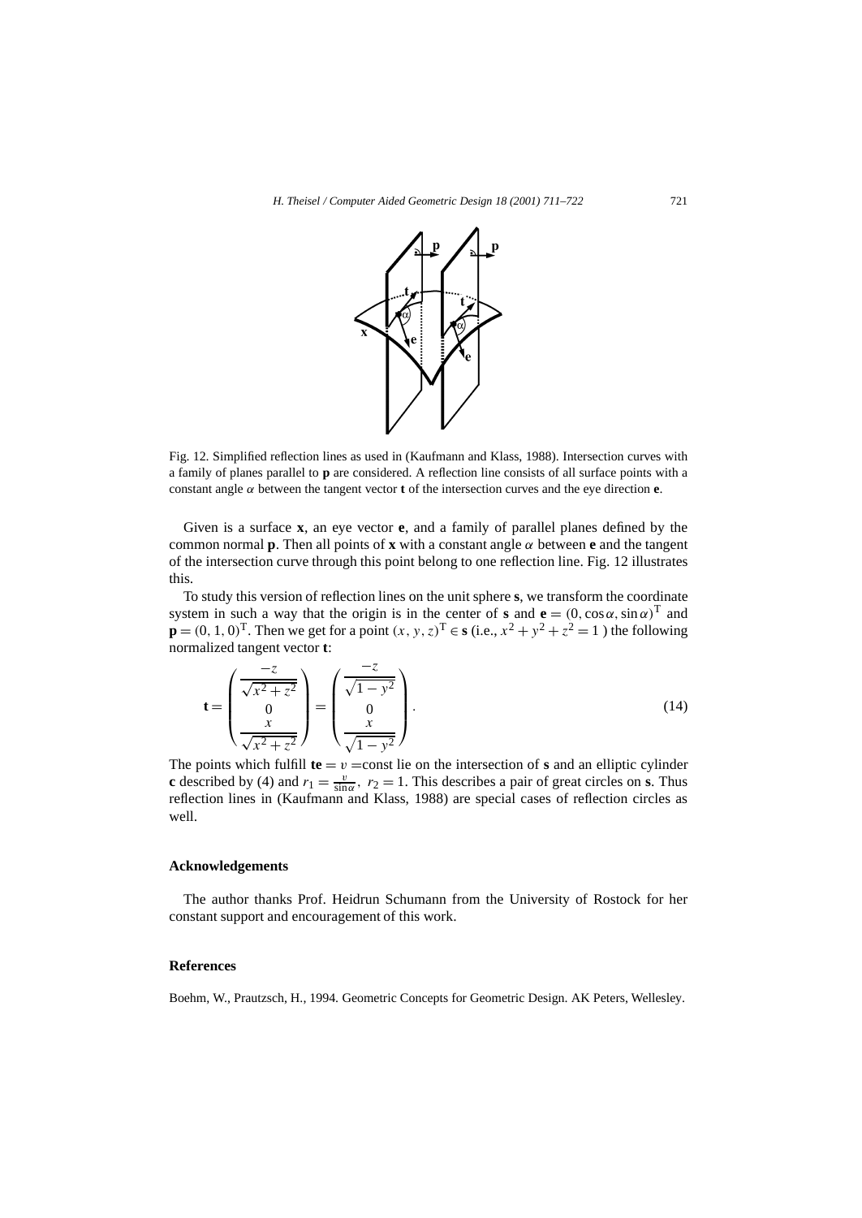Fig. 12. Simplified reflection lines as used in (Kaufmann and Klass, 1988). Intersection curves with a family of planes parallel to **p** are considered. A reflection line consists of all surface points with a constant angle $\alpha$ between the tangent vector **t** of the intersection curves and the eye direction **e**.

Given is a surface **x**, an eye vector **e**, and a family of parallel planes defined by the common normal **p**. Then all points of **x** with a constant angle $\alpha$ between **e** and the tangent of the intersection curve through this point belong to one reflection line. Fig. 12 illustrates this.

To study this version of reflection lines on the unit sphere **s**, we transform the coordinate system in such a way that the origin is in the center of **s** and $\mathbf{e} = (0, \cos\alpha, \sin\alpha)^{\mathrm{T}}$ and $\mathbf{p} = (0, 1, 0)^{\mathrm{T}}$. Then we get for a point $(x, y, z)^{\mathrm{T}} \in \mathbf{s}$ (i.e., $x^2 + y^2 + z^2 = 1$ ) the following normalized tangent vector **t**:

$$\mathbf{t} = \begin{pmatrix} \frac{-z}{\sqrt{x^2+z^2}} \\ 0 \\ \frac{x}{\sqrt{x^2+z^2}} \end{pmatrix} = \begin{pmatrix} \frac{-z}{\sqrt{1-y^2}} \\ 0 \\ \frac{x}{\sqrt{1-y^2}} \end{pmatrix}. \tag{14}$$

The points which fulfill $\mathbf{te} = v =$const lie on the intersection of **s** and an elliptic cylinder **c** described by (4) and $r_1 = \frac{v}{\sin\alpha}$, $r_2 = 1$. This describes a pair of great circles on **s**. Thus reflection lines in (Kaufmann and Klass, 1988) are special cases of reflection circles as well.

## Acknowledgements

The author thanks Prof. Heidrun Schumann from the University of Rostock for her constant support and encouragement of this work.

## References

Boehm, W., Prautzsch, H., 1994. Geometric Concepts for Geometric Design. AK Peters, Wellesley.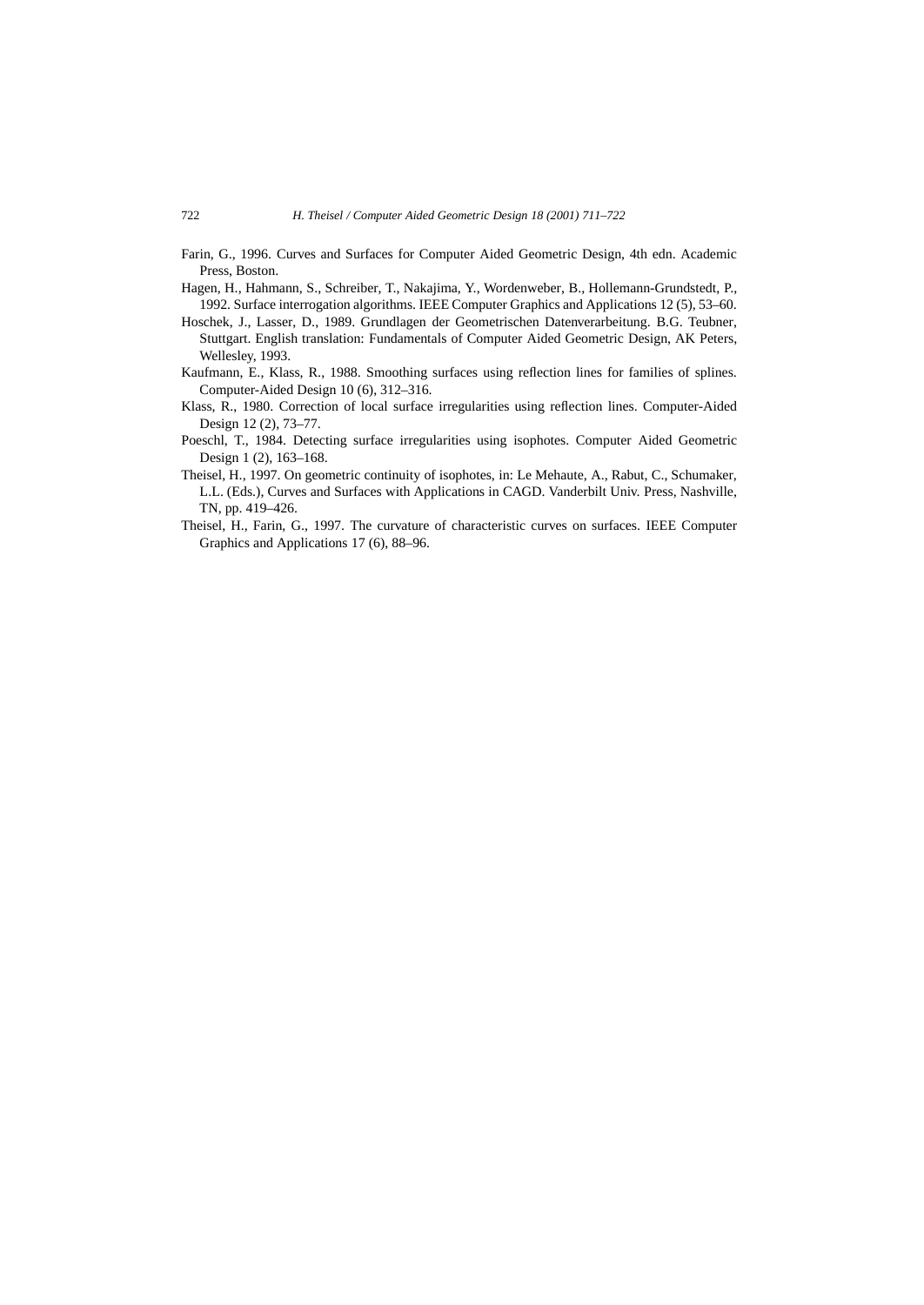Farin, G., 1996. Curves and Surfaces for Computer Aided Geometric Design, 4th edn. Academic Press, Boston.

Hagen, H., Hahmann, S., Schreiber, T., Nakajima, Y., Wordenweber, B., Hollemann-Grundstedt, P., 1992. Surface interrogation algorithms. IEEE Computer Graphics and Applications 12 (5), 53–60.

Hoschek, J., Lasser, D., 1989. Grundlagen der Geometrischen Datenverarbeitung. B.G. Teubner, Stuttgart. English translation: Fundamentals of Computer Aided Geometric Design, AK Peters, Wellesley, 1993.

Kaufmann, E., Klass, R., 1988. Smoothing surfaces using reflection lines for families of splines. Computer-Aided Design 10 (6), 312–316.

Klass, R., 1980. Correction of local surface irregularities using reflection lines. Computer-Aided Design 12 (2), 73–77.

Poeschl, T., 1984. Detecting surface irregularities using isophotes. Computer Aided Geometric Design 1 (2), 163–168.

Theisel, H., 1997. On geometric continuity of isophotes, in: Le Mehaute, A., Rabut, C., Schumaker, L.L. (Eds.), Curves and Surfaces with Applications in CAGD. Vanderbilt Univ. Press, Nashville, TN, pp. 419–426.

Theisel, H., Farin, G., 1997. The curvature of characteristic curves on surfaces. IEEE Computer Graphics and Applications 17 (6), 88–96.